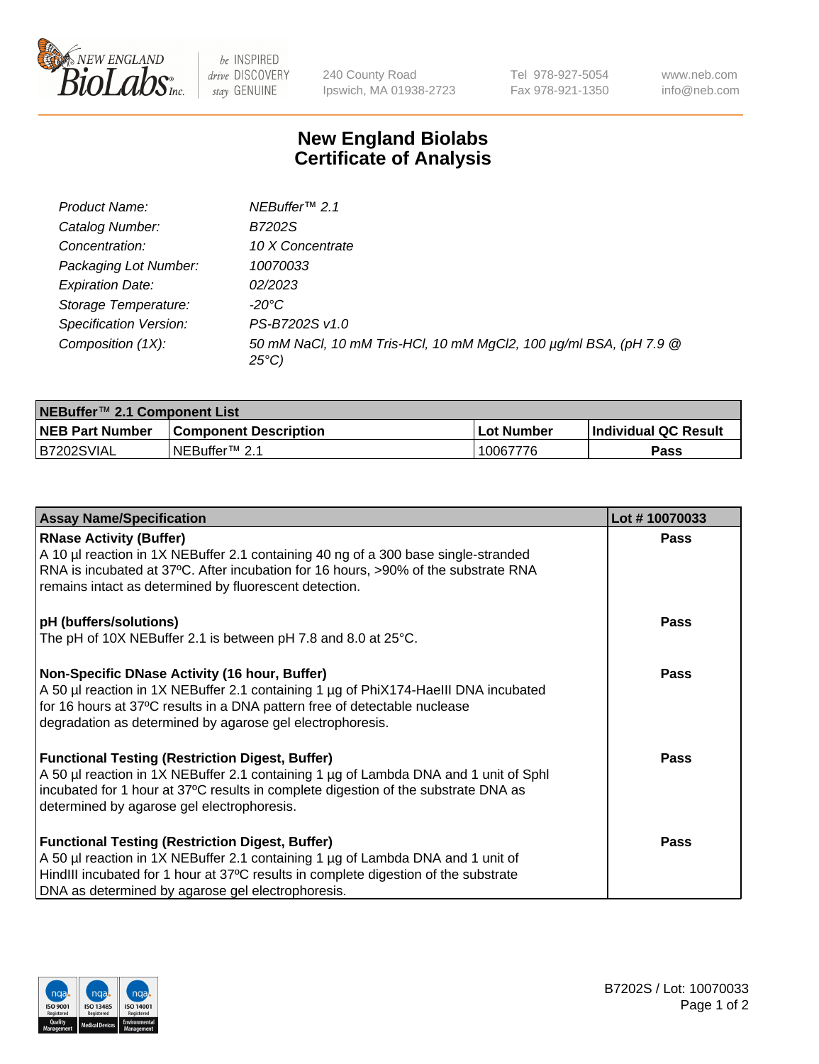# New England Biolabs
# Certificate of Analysis

| | |
|---|---|
| *Product Name:* | *NEBuffer™ 2.1* |
| *Catalog Number:* | *B7202S* |
| *Concentration:* | *10 X Concentrate* |
| *Packaging Lot Number:* | *10070033* |
| *Expiration Date:* | *02/2023* |
| *Storage Temperature:* | *-20°C* |
| *Specification Version:* | *PS-B7202S v1.0* |
| *Composition (1X):* | *50 mM NaCl, 10 mM Tris-HCl, 10 mM MgCl2, 100 µg/ml BSA, (pH 7.9 @ 25°C)* |

| NEBuffer™ 2.1 Component List | | | |
|---|---|---|---|
| **NEB Part Number** | **Component Description** | **Lot Number** | **Individual QC Result** |
| B7202SVIAL | NEBuffer™ 2.1 | 10067776 | **Pass** |

| Assay Name/Specification | Lot # 10070033 |
|---|---|
| **RNase Activity (Buffer)**<br>A 10 µl reaction in 1X NEBuffer 2.1 containing 40 ng of a 300 base single-stranded RNA is incubated at 37ºC. After incubation for 16 hours, >90% of the substrate RNA remains intact as determined by fluorescent detection. | **Pass** |
| **pH (buffers/solutions)**<br>The pH of 10X NEBuffer 2.1 is between pH 7.8 and 8.0 at 25°C. | **Pass** |
| **Non-Specific DNase Activity (16 hour, Buffer)**<br>A 50 µl reaction in 1X NEBuffer 2.1 containing 1 µg of PhiX174-HaeIII DNA incubated for 16 hours at 37ºC results in a DNA pattern free of detectable nuclease degradation as determined by agarose gel electrophoresis. | **Pass** |
| **Functional Testing (Restriction Digest, Buffer)**<br>A 50 µl reaction in 1X NEBuffer 2.1 containing 1 µg of Lambda DNA and 1 unit of SphI incubated for 1 hour at 37ºC results in complete digestion of the substrate DNA as determined by agarose gel electrophoresis. | **Pass** |
| **Functional Testing (Restriction Digest, Buffer)**<br>A 50 µl reaction in 1X NEBuffer 2.1 containing 1 µg of Lambda DNA and 1 unit of HindIII incubated for 1 hour at 37ºC results in complete digestion of the substrate DNA as determined by agarose gel electrophoresis. | **Pass** |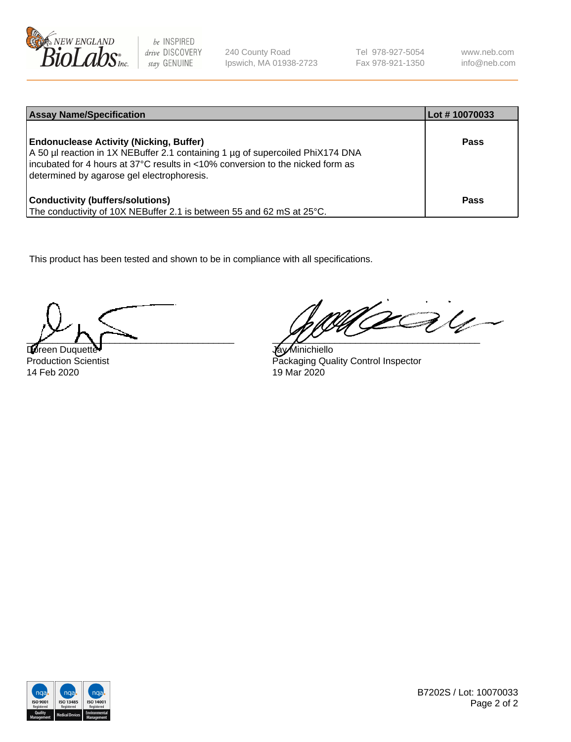| Assay Name/Specification | Lot # 10070033 |
|---|---|
| **Endonuclease Activity (Nicking, Buffer)**<br>A 50 µl reaction in 1X NEBuffer 2.1 containing 1 µg of supercoiled PhiX174 DNA incubated for 4 hours at 37°C results in <10% conversion to the nicked form as determined by agarose gel electrophoresis. | **Pass** |
| **Conductivity (buffers/solutions)**<br>The conductivity of 10X NEBuffer 2.1 is between 55 and 62 mS at 25°C. | **Pass** |

This product has been tested and shown to be in compliance with all specifications.

Doreen Duquette
Production Scientist
14 Feb 2020

Jay Minichiello
Packaging Quality Control Inspector
19 Mar 2020

B7202S / Lot: 10070033